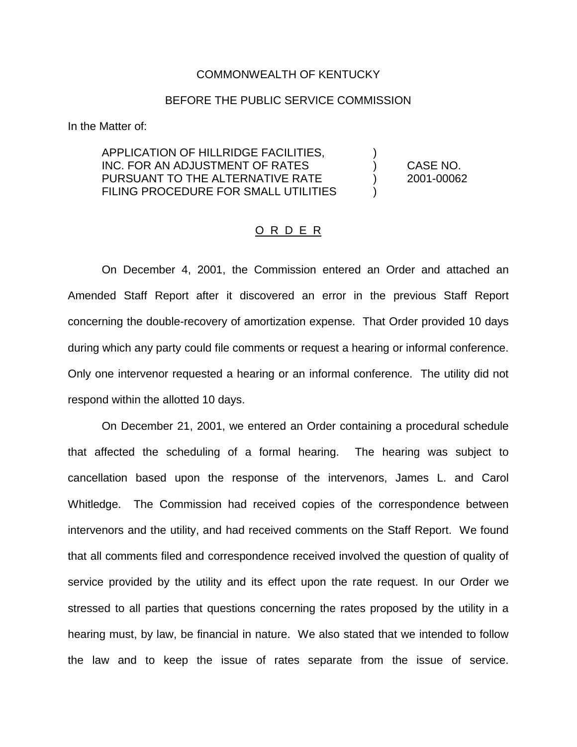COMMONWEALTH OF KENTUCKY

BEFORE THE PUBLIC SERVICE COMMISSION

In the Matter of:

APPLICATION OF HILLRIDGE FACILITIES, INC. FOR AN ADJUSTMENT OF RATES PURSUANT TO THE ALTERNATIVE RATE FILING PROCEDURE FOR SMALL UTILITIES ) CASE NO. 2001-00062

O R D E R

On December 4, 2001, the Commission entered an Order and attached an Amended Staff Report after it discovered an error in the previous Staff Report concerning the double-recovery of amortization expense. That Order provided 10 days during which any party could file comments or request a hearing or informal conference. Only one intervenor requested a hearing or an informal conference. The utility did not respond within the allotted 10 days.

On December 21, 2001, we entered an Order containing a procedural schedule that affected the scheduling of a formal hearing. The hearing was subject to cancellation based upon the response of the intervenors, James L. and Carol Whitledge. The Commission had received copies of the correspondence between intervenors and the utility, and had received comments on the Staff Report. We found that all comments filed and correspondence received involved the question of quality of service provided by the utility and its effect upon the rate request. In our Order we stressed to all parties that questions concerning the rates proposed by the utility in a hearing must, by law, be financial in nature. We also stated that we intended to follow the law and to keep the issue of rates separate from the issue of service.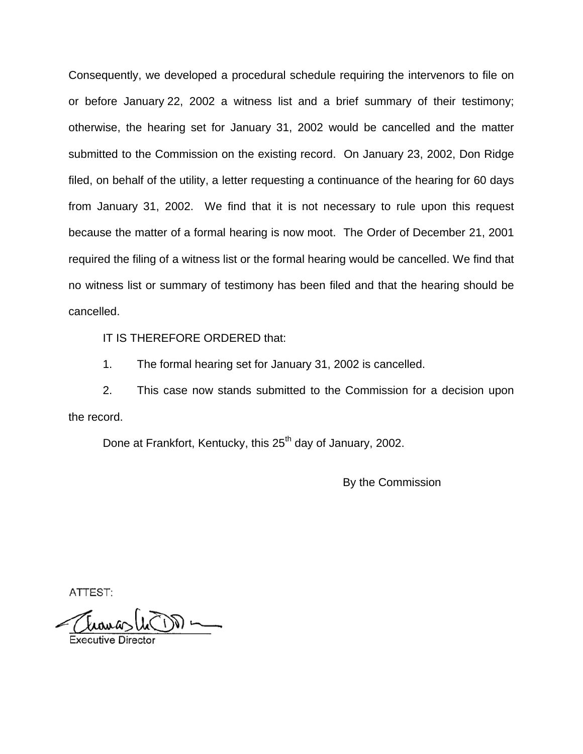Consequently, we developed a procedural schedule requiring the intervenors to file on or before January 22, 2002 a witness list and a brief summary of their testimony; otherwise, the hearing set for January 31, 2002 would be cancelled and the matter submitted to the Commission on the existing record. On January 23, 2002, Don Ridge filed, on behalf of the utility, a letter requesting a continuance of the hearing for 60 days from January 31, 2002. We find that it is not necessary to rule upon this request because the matter of a formal hearing is now moot. The Order of December 21, 2001 required the filing of a witness list or the formal hearing would be cancelled. We find that no witness list or summary of testimony has been filed and that the hearing should be cancelled.

IT IS THEREFORE ORDERED that:

1. The formal hearing set for January 31, 2002 is cancelled.

2. This case now stands submitted to the Commission for a decision upon the record.

Done at Frankfort, Kentucky, this 25th day of January, 2002.

By the Commission

ATTEST:

Executive Director